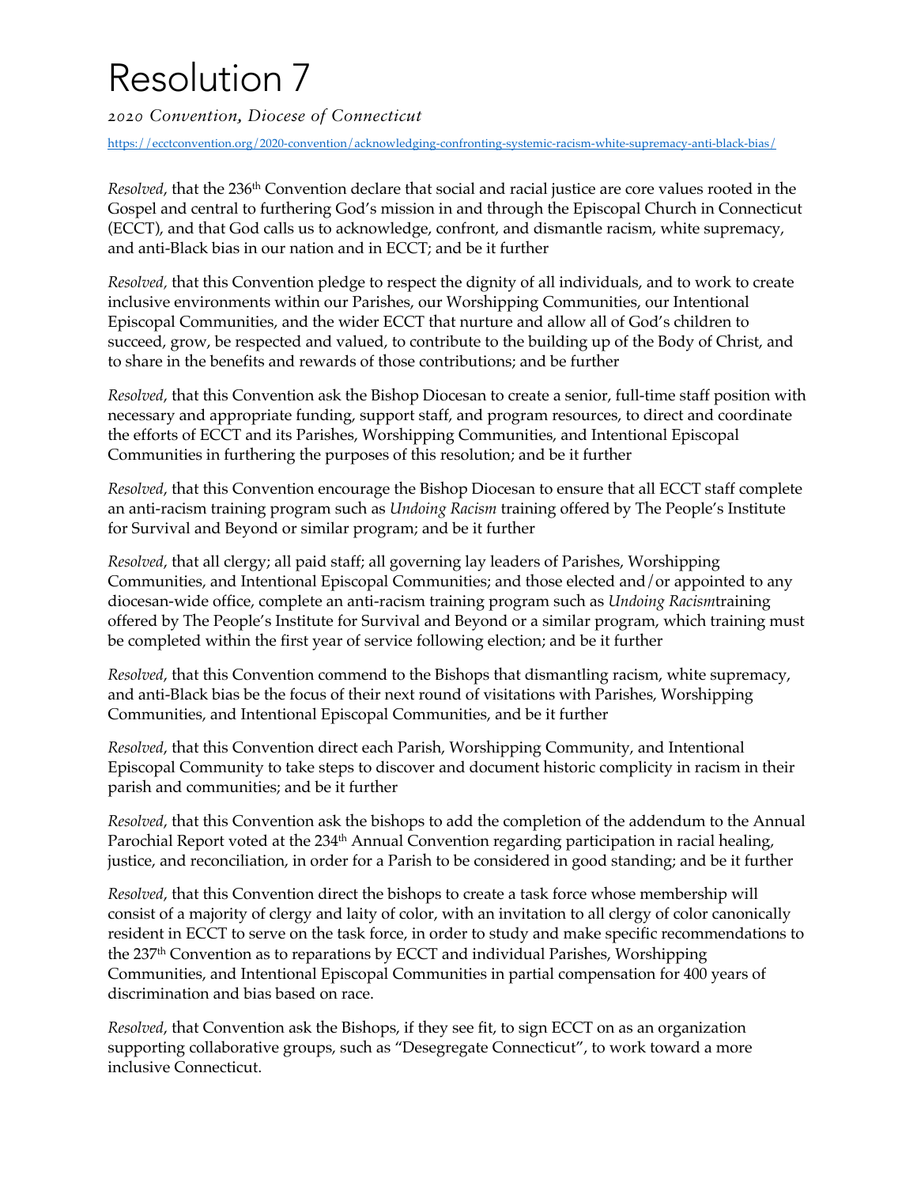# Resolution 7

*2020 Convention, Diocese of Connecticut*

https://ecctconvention.org/2020-convention/acknowledging-confronting-systemic-racism-white-supremacy-anti-black-bias/

*Resolved*, that the 236th Convention declare that social and racial justice are core values rooted in the Gospel and central to furthering God's mission in and through the Episcopal Church in Connecticut (ECCT), and that God calls us to acknowledge, confront, and dismantle racism, white supremacy, and anti-Black bias in our nation and in ECCT; and be it further

*Resolved,* that this Convention pledge to respect the dignity of all individuals, and to work to create inclusive environments within our Parishes, our Worshipping Communities, our Intentional Episcopal Communities, and the wider ECCT that nurture and allow all of God's children to succeed, grow, be respected and valued, to contribute to the building up of the Body of Christ, and to share in the benefits and rewards of those contributions; and be further

*Resolved*, that this Convention ask the Bishop Diocesan to create a senior, full-time staff position with necessary and appropriate funding, support staff, and program resources, to direct and coordinate the efforts of ECCT and its Parishes, Worshipping Communities, and Intentional Episcopal Communities in furthering the purposes of this resolution; and be it further

*Resolved*, that this Convention encourage the Bishop Diocesan to ensure that all ECCT staff complete an anti-racism training program such as *Undoing Racism* training offered by The People's Institute for Survival and Beyond or similar program; and be it further

*Resolved*, that all clergy; all paid staff; all governing lay leaders of Parishes, Worshipping Communities, and Intentional Episcopal Communities; and those elected and/or appointed to any diocesan-wide office, complete an anti-racism training program such as *Undoing Racism*training offered by The People's Institute for Survival and Beyond or a similar program, which training must be completed within the first year of service following election; and be it further

*Resolved*, that this Convention commend to the Bishops that dismantling racism, white supremacy, and anti-Black bias be the focus of their next round of visitations with Parishes, Worshipping Communities, and Intentional Episcopal Communities, and be it further

*Resolved*, that this Convention direct each Parish, Worshipping Community, and Intentional Episcopal Community to take steps to discover and document historic complicity in racism in their parish and communities; and be it further

*Resolved*, that this Convention ask the bishops to add the completion of the addendum to the Annual Parochial Report voted at the 234th Annual Convention regarding participation in racial healing, justice, and reconciliation, in order for a Parish to be considered in good standing; and be it further

*Resolved*, that this Convention direct the bishops to create a task force whose membership will consist of a majority of clergy and laity of color, with an invitation to all clergy of color canonically resident in ECCT to serve on the task force, in order to study and make specific recommendations to the 237th Convention as to reparations by ECCT and individual Parishes, Worshipping Communities, and Intentional Episcopal Communities in partial compensation for 400 years of discrimination and bias based on race.

*Resolved*, that Convention ask the Bishops, if they see fit, to sign ECCT on as an organization supporting collaborative groups, such as "Desegregate Connecticut", to work toward a more inclusive Connecticut.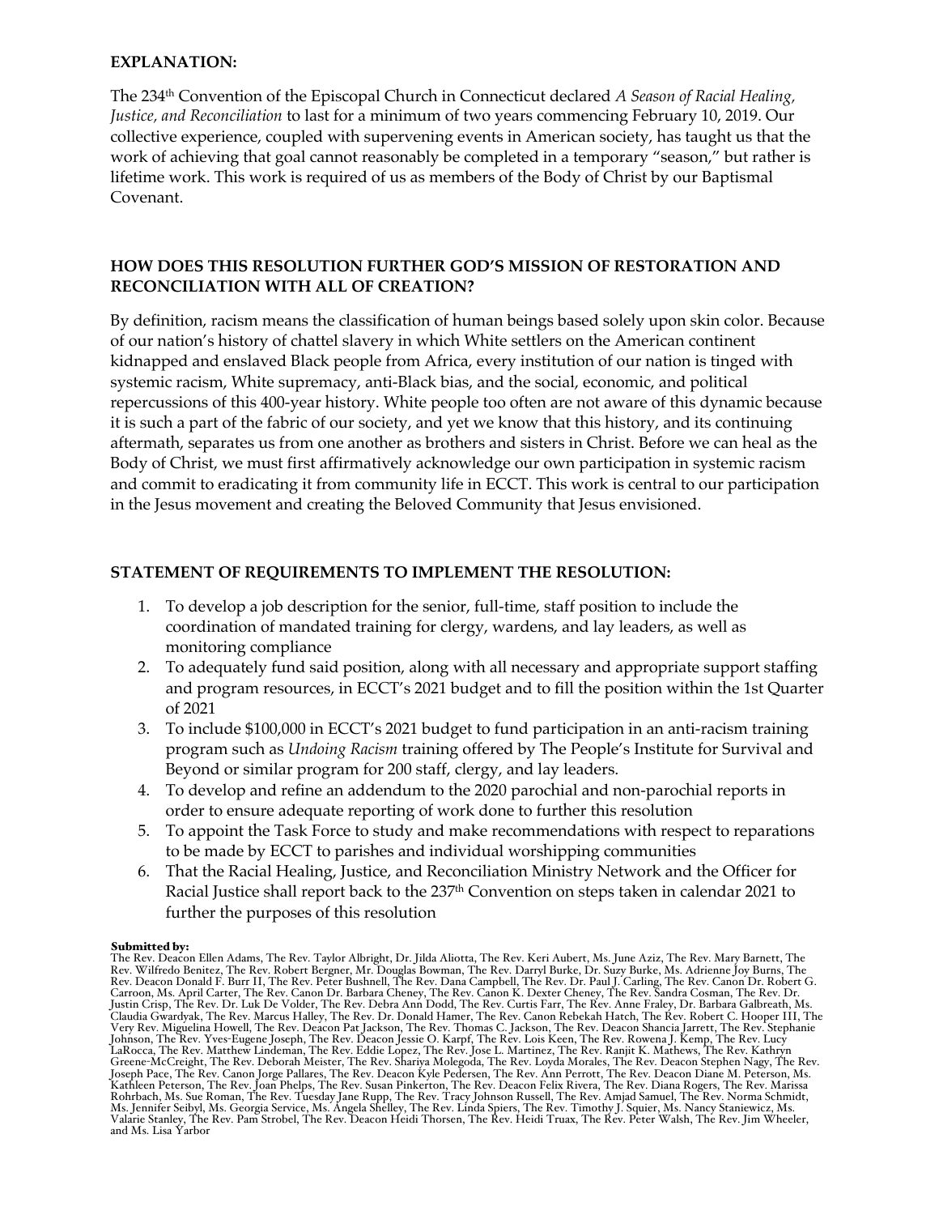**EXPLANATION:**

The 234th Convention of the Episcopal Church in Connecticut declared *A Season of Racial Healing, Justice, and Reconciliation* to last for a minimum of two years commencing February 10, 2019. Our collective experience, coupled with supervening events in American society, has taught us that the work of achieving that goal cannot reasonably be completed in a temporary "season," but rather is lifetime work. This work is required of us as members of the Body of Christ by our Baptismal Covenant.

**HOW DOES THIS RESOLUTION FURTHER GOD'S MISSION OF RESTORATION AND RECONCILIATION WITH ALL OF CREATION?**

By definition, racism means the classification of human beings based solely upon skin color. Because of our nation's history of chattel slavery in which White settlers on the American continent kidnapped and enslaved Black people from Africa, every institution of our nation is tinged with systemic racism, White supremacy, anti-Black bias, and the social, economic, and political repercussions of this 400-year history. White people too often are not aware of this dynamic because it is such a part of the fabric of our society, and yet we know that this history, and its continuing aftermath, separates us from one another as brothers and sisters in Christ. Before we can heal as the Body of Christ, we must first affirmatively acknowledge our own participation in systemic racism and commit to eradicating it from community life in ECCT. This work is central to our participation in the Jesus movement and creating the Beloved Community that Jesus envisioned.

**STATEMENT OF REQUIREMENTS TO IMPLEMENT THE RESOLUTION:**

1. To develop a job description for the senior, full-time, staff position to include the coordination of mandated training for clergy, wardens, and lay leaders, as well as monitoring compliance
2. To adequately fund said position, along with all necessary and appropriate support staffing and program resources, in ECCT's 2021 budget and to fill the position within the 1st Quarter of 2021
3. To include $100,000 in ECCT's 2021 budget to fund participation in an anti-racism training program such as *Undoing Racism* training offered by The People's Institute for Survival and Beyond or similar program for 200 staff, clergy, and lay leaders.
4. To develop and refine an addendum to the 2020 parochial and non-parochial reports in order to ensure adequate reporting of work done to further this resolution
5. To appoint the Task Force to study and make recommendations with respect to reparations to be made by ECCT to parishes and individual worshipping communities
6. That the Racial Healing, Justice, and Reconciliation Ministry Network and the Officer for Racial Justice shall report back to the 237th Convention on steps taken in calendar 2021 to further the purposes of this resolution

**Submitted by:**
The Rev. Deacon Ellen Adams, The Rev. Taylor Albright, Dr. Jilda Aliotta, The Rev. Keri Aubert, Ms. June Aziz, The Rev. Mary Barnett, The Rev. Wilfredo Benitez, The Rev. Robert Bergner, Mr. Douglas Bowman, The Rev. Darryl Burke, Dr. Suzy Burke, Ms. Adrienne Joy Burns, The Rev. Deacon Donald F. Burr II, The Rev. Peter Bushnell, The Rev. Dana Campbell, The Rev. Dr. Paul J. Carling, The Rev. Canon Dr. Robert G. Carroon, Ms. April Carter, The Rev. Canon Dr. Barbara Cheney, The Rev. Canon K. Dexter Cheney, The Rev. Sandra Cosman, The Rev. Dr. Justin Crisp, The Rev. Dr. Luk De Volder, The Rev. Debra Ann Dodd, The Rev. Curtis Farr, The Rev. Anne Fraley, Dr. Barbara Galbreath, Ms. Claudia Gwardyak, The Rev. Marcus Halley, The Rev. Dr. Donald Hamer, The Rev. Canon Rebekah Hatch, The Rev. Robert C. Hooper III, The Very Rev. Miguelina Howell, The Rev. Deacon Pat Jackson, The Rev. Thomas C. Jackson, The Rev. Deacon Shancia Jarrett, The Rev. Stephanie Johnson, The Rev. Yves-Eugene Joseph, The Rev. Deacon Jessie O. Karpf, The Rev. Lois Keen, The Rev. Rowena J. Kemp, The Rev. Lucy LaRocca, The Rev. Matthew Lindeman, The Rev. Eddie Lopez, The Rev. Jose L. Martinez, The Rev. Ranjit K. Mathews, The Rev. Kathryn Greene-McCreight, The Rev. Deborah Meister, The Rev. Shariya Molegoda, The Rev. Loyda Morales, The Rev. Deacon Stephen Nagy, The Rev. Joseph Pace, The Rev. Canon Jorge Pallares, The Rev. Deacon Kyle Pedersen, The Rev. Ann Perrott, The Rev. Deacon Diane M. Peterson, Ms. Kathleen Peterson, The Rev. Joan Phelps, The Rev. Susan Pinkerton, The Rev. Deacon Felix Rivera, The Rev. Diana Rogers, The Rev. Marissa Rohrbach, Ms. Sue Roman, The Rev. Tuesday Jane Rupp, The Rev. Tracy Johnson Russell, The Rev. Amjad Samuel, The Rev. Norma Schmidt, Ms. Jennifer Seibyl, Ms. Georgia Service, Ms. Angela Shelley, The Rev. Linda Spiers, The Rev. Timothy J. Squier, Ms. Nancy Staniewicz, Ms. Valarie Stanley, The Rev. Pam Strobel, The Rev. Deacon Heidi Thorsen, The Rev. Heidi Truax, The Rev. Peter Walsh, The Rev. Jim Wheeler, and Ms. Lisa Yarbor